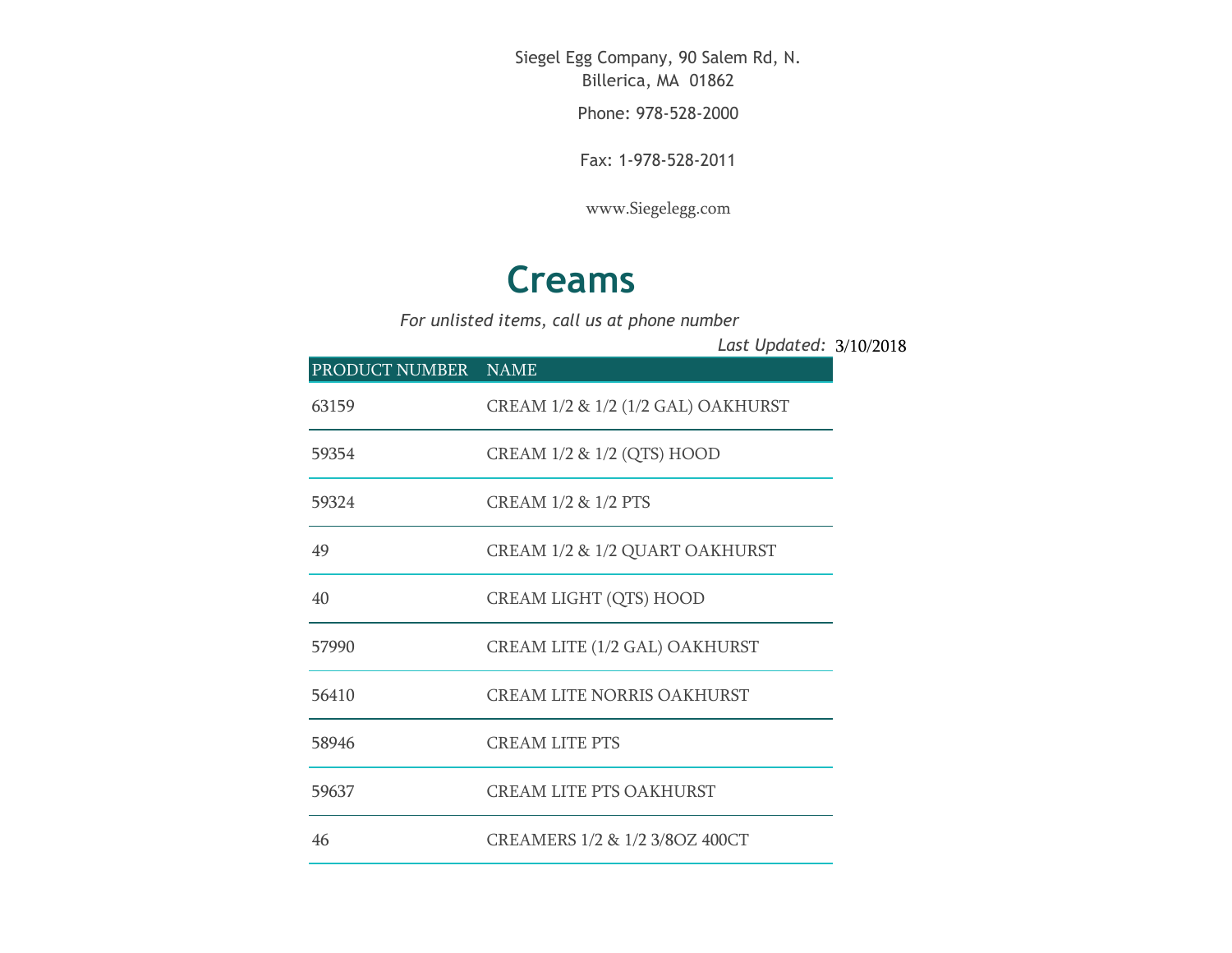Siegel Egg Company, 90 Salem Rd, N. Billerica, MA 01862

Phone: 978-528-2000

Fax: 1-978-528-2011

www.Siegelegg.com

# Creams

*For unlisted items, call us at phone number*

*Last Updated:* 3/10/2018

| PRODUCT NUMBER | NAME |
|---|---|
| 63159 | CREAM 1/2 & 1/2 (1/2 GAL) OAKHURST |
| 59354 | CREAM 1/2 & 1/2 (QTS) HOOD |
| 59324 | CREAM 1/2 & 1/2 PTS |
| 49 | CREAM 1/2 & 1/2 QUART OAKHURST |
| 40 | CREAM LIGHT (QTS) HOOD |
| 57990 | CREAM LITE (1/2 GAL) OAKHURST |
| 56410 | CREAM LITE NORRIS OAKHURST |
| 58946 | CREAM LITE PTS |
| 59637 | CREAM LITE PTS OAKHURST |
| 46 | CREAMERS 1/2 & 1/2 3/8OZ 400CT |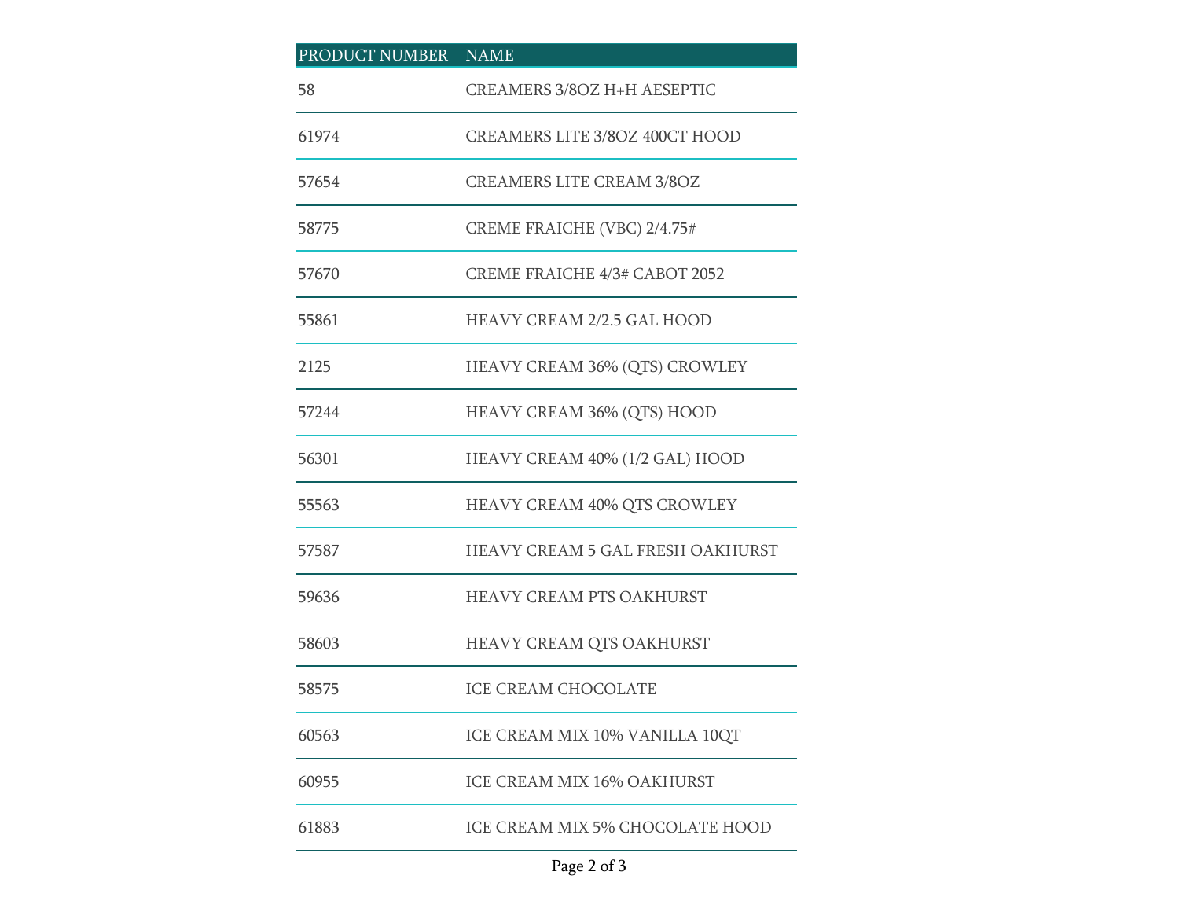| PRODUCT NUMBER | NAME |
| --- | --- |
| 58 | CREAMERS 3/8OZ H+H AESEPTIC |
| 61974 | CREAMERS LITE 3/8OZ 400CT HOOD |
| 57654 | CREAMERS LITE CREAM 3/8OZ |
| 58775 | CREME FRAICHE (VBC) 2/4.75# |
| 57670 | CREME FRAICHE 4/3# CABOT 2052 |
| 55861 | HEAVY CREAM 2/2.5 GAL HOOD |
| 2125 | HEAVY CREAM 36% (QTS) CROWLEY |
| 57244 | HEAVY CREAM 36% (QTS) HOOD |
| 56301 | HEAVY CREAM 40% (1/2 GAL) HOOD |
| 55563 | HEAVY CREAM 40% QTS CROWLEY |
| 57587 | HEAVY CREAM 5 GAL FRESH OAKHURST |
| 59636 | HEAVY CREAM PTS OAKHURST |
| 58603 | HEAVY CREAM QTS OAKHURST |
| 58575 | ICE CREAM CHOCOLATE |
| 60563 | ICE CREAM MIX 10% VANILLA 10QT |
| 60955 | ICE CREAM MIX 16% OAKHURST |
| 61883 | ICE CREAM MIX 5% CHOCOLATE HOOD |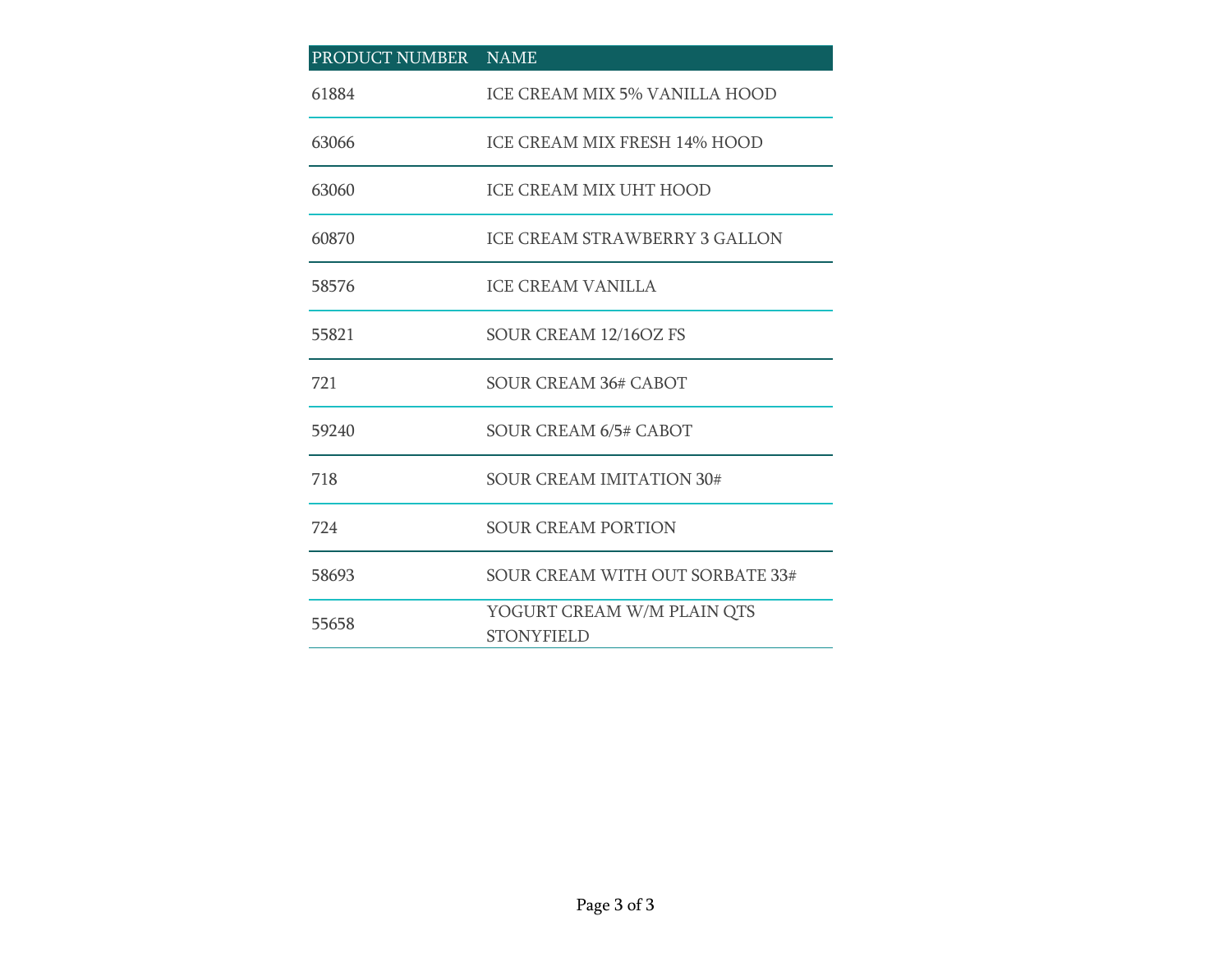| PRODUCT NUMBER | NAME |
| --- | --- |
| 61884 | ICE CREAM MIX 5% VANILLA HOOD |
| 63066 | ICE CREAM MIX FRESH 14% HOOD |
| 63060 | ICE CREAM MIX UHT HOOD |
| 60870 | ICE CREAM STRAWBERRY 3 GALLON |
| 58576 | ICE CREAM VANILLA |
| 55821 | SOUR CREAM 12/16OZ FS |
| 721 | SOUR CREAM 36# CABOT |
| 59240 | SOUR CREAM 6/5# CABOT |
| 718 | SOUR CREAM IMITATION 30# |
| 724 | SOUR CREAM PORTION |
| 58693 | SOUR CREAM WITH OUT SORBATE 33# |
| 55658 | YOGURT CREAM W/M PLAIN QTS STONYFIELD |